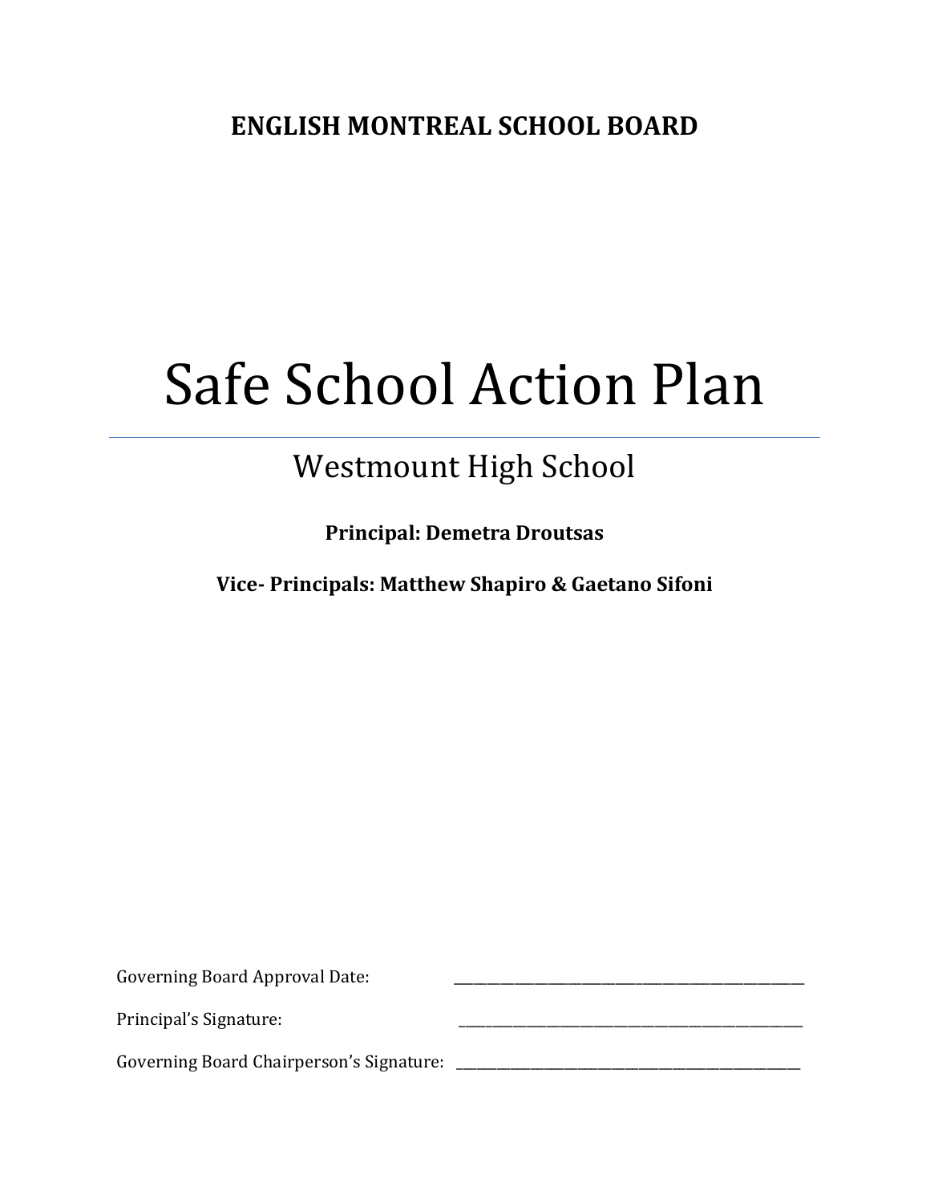**ENGLISH MONTREAL SCHOOL BOARD**

# Safe School Action Plan

---

## Westmount High School

**Principal: Demetra Droutsas**

**Vice- Principals: Matthew Shapiro & Gaetano Sifoni**

Governing Board Approval Date: ______________________________

Principal's Signature: ______________________________

Governing Board Chairperson's Signature: ______________________________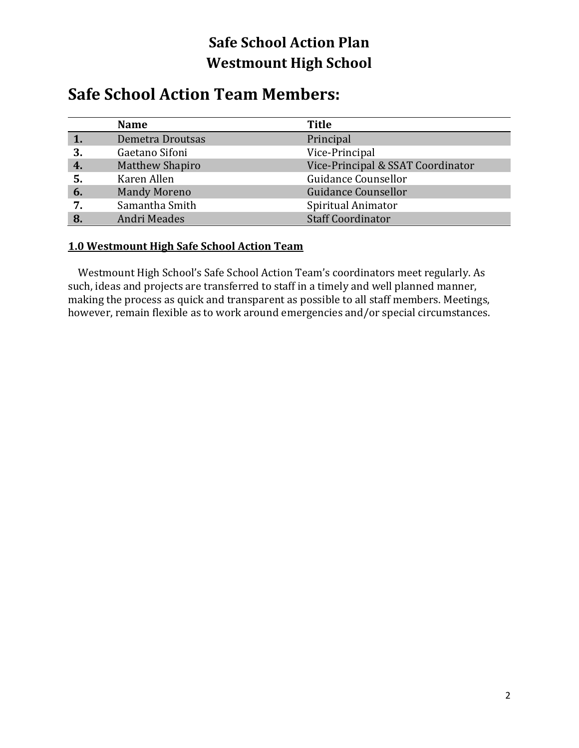# Safe School Action Plan
# Westmount High School

## Safe School Action Team Members:

| | Name | Title |
|---|---|---|
| **1.** | Demetra Droutsas | Principal |
| **3.** | Gaetano Sifoni | Vice-Principal |
| **4.** | Matthew Shapiro | Vice-Principal & SSAT Coordinator |
| **5.** | Karen Allen | Guidance Counsellor |
| **6.** | Mandy Moreno | Guidance Counsellor |
| **7.** | Samantha Smith | Spiritual Animator |
| **8.** | Andri Meades | Staff Coordinator |

### 1.0 Westmount High Safe School Action Team

Westmount High School's Safe School Action Team's coordinators meet regularly. As such, ideas and projects are transferred to staff in a timely and well planned manner, making the process as quick and transparent as possible to all staff members. Meetings, however, remain flexible as to work around emergencies and/or special circumstances.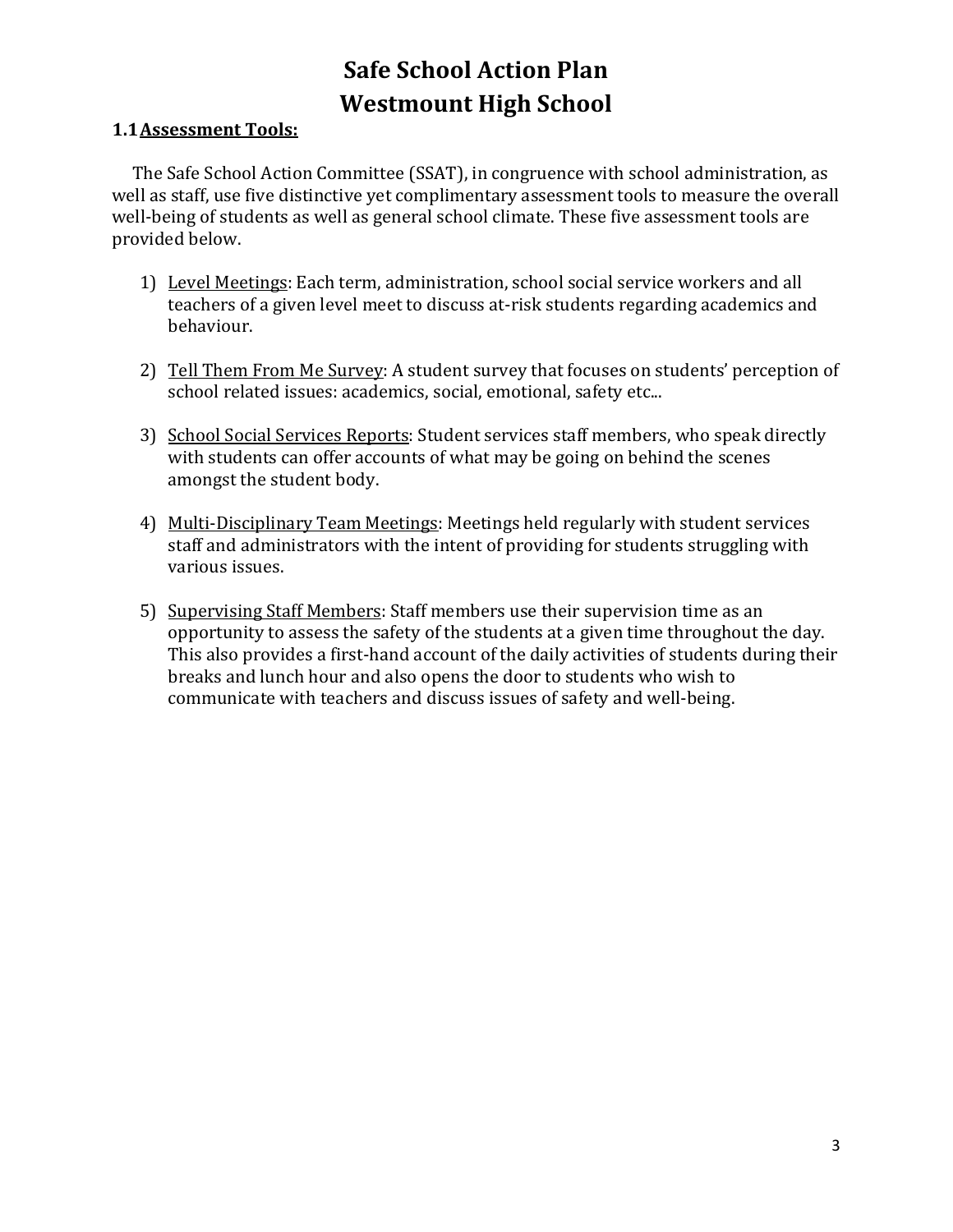# Safe School Action Plan
# Westmount High School

## 1.1 Assessment Tools:

The Safe School Action Committee (SSAT), in congruence with school administration, as well as staff, use five distinctive yet complimentary assessment tools to measure the overall well-being of students as well as general school climate. These five assessment tools are provided below.

1) Level Meetings: Each term, administration, school social service workers and all teachers of a given level meet to discuss at-risk students regarding academics and behaviour.

2) Tell Them From Me Survey: A student survey that focuses on students' perception of school related issues: academics, social, emotional, safety etc...

3) School Social Services Reports: Student services staff members, who speak directly with students can offer accounts of what may be going on behind the scenes amongst the student body.

4) Multi-Disciplinary Team Meetings: Meetings held regularly with student services staff and administrators with the intent of providing for students struggling with various issues.

5) Supervising Staff Members: Staff members use their supervision time as an opportunity to assess the safety of the students at a given time throughout the day. This also provides a first-hand account of the daily activities of students during their breaks and lunch hour and also opens the door to students who wish to communicate with teachers and discuss issues of safety and well-being.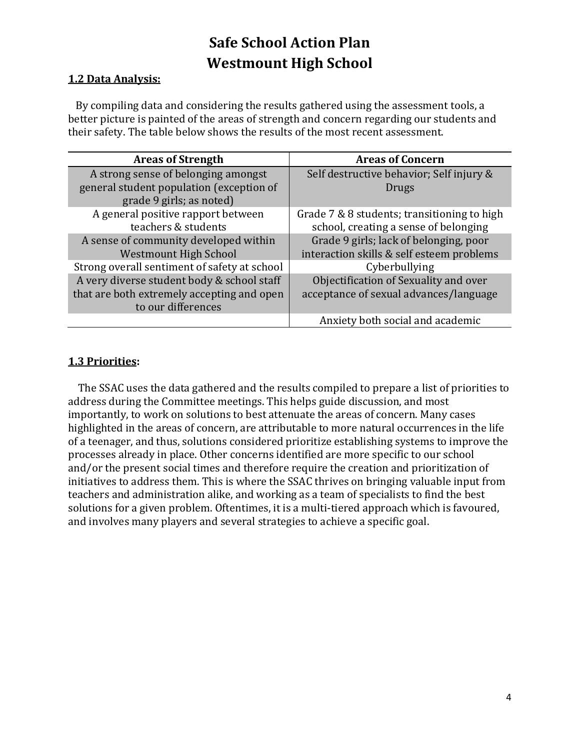# Safe School Action Plan
# Westmount High School

## 1.2 Data Analysis:

By compiling data and considering the results gathered using the assessment tools, a better picture is painted of the areas of strength and concern regarding our students and their safety. The table below shows the results of the most recent assessment.

| Areas of Strength | Areas of Concern |
|---|---|
| A strong sense of belonging amongst general student population (exception of grade 9 girls; as noted) | Self destructive behavior; Self injury & Drugs |
| A general positive rapport between teachers & students | Grade 7 & 8 students; transitioning to high school, creating a sense of belonging |
| A sense of community developed within Westmount High School | Grade 9 girls; lack of belonging, poor interaction skills & self esteem problems |
| Strong overall sentiment of safety at school | Cyberbullying |
| A very diverse student body & school staff that are both extremely accepting and open to our differences | Objectification of Sexuality and over acceptance of sexual advances/language |
| | Anxiety both social and academic |

## 1.3 Priorities:

The SSAC uses the data gathered and the results compiled to prepare a list of priorities to address during the Committee meetings. This helps guide discussion, and most importantly, to work on solutions to best attenuate the areas of concern. Many cases highlighted in the areas of concern, are attributable to more natural occurrences in the life of a teenager, and thus, solutions considered prioritize establishing systems to improve the processes already in place. Other concerns identified are more specific to our school and/or the present social times and therefore require the creation and prioritization of initiatives to address them. This is where the SSAC thrives on bringing valuable input from teachers and administration alike, and working as a team of specialists to find the best solutions for a given problem. Oftentimes, it is a multi-tiered approach which is favoured, and involves many players and several strategies to achieve a specific goal.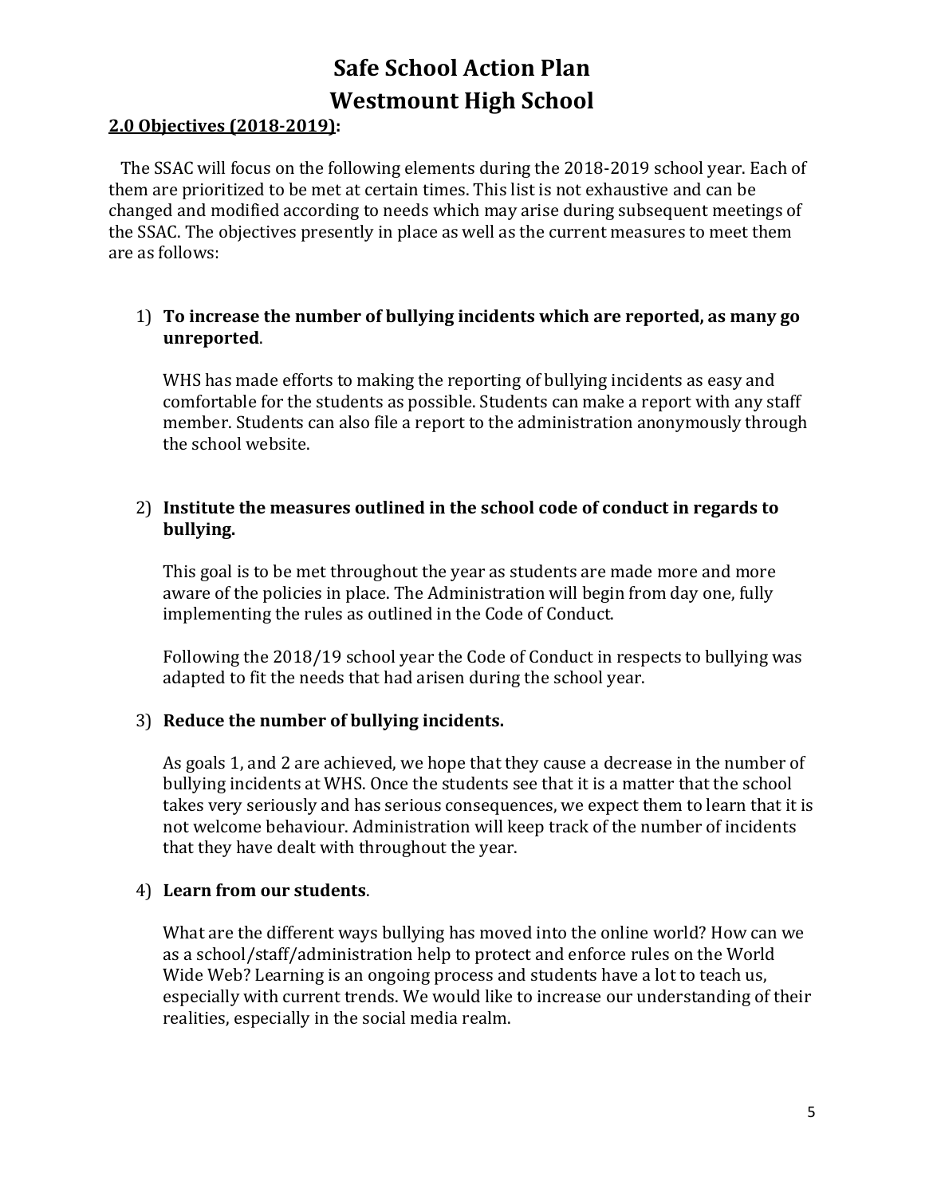# Safe School Action Plan
# Westmount High School

**2.0 Objectives (2018-2019):**

The SSAC will focus on the following elements during the 2018-2019 school year. Each of them are prioritized to be met at certain times. This list is not exhaustive and can be changed and modified according to needs which may arise during subsequent meetings of the SSAC. The objectives presently in place as well as the current measures to meet them are as follows:

1) **To increase the number of bullying incidents which are reported, as many go unreported**.

   WHS has made efforts to making the reporting of bullying incidents as easy and comfortable for the students as possible. Students can make a report with any staff member. Students can also file a report to the administration anonymously through the school website.

2) **Institute the measures outlined in the school code of conduct in regards to bullying.**

   This goal is to be met throughout the year as students are made more and more aware of the policies in place. The Administration will begin from day one, fully implementing the rules as outlined in the Code of Conduct.

   Following the 2018/19 school year the Code of Conduct in respects to bullying was adapted to fit the needs that had arisen during the school year.

3) **Reduce the number of bullying incidents.**

   As goals 1, and 2 are achieved, we hope that they cause a decrease in the number of bullying incidents at WHS. Once the students see that it is a matter that the school takes very seriously and has serious consequences, we expect them to learn that it is not welcome behaviour. Administration will keep track of the number of incidents that they have dealt with throughout the year.

4) **Learn from our students**.

   What are the different ways bullying has moved into the online world? How can we as a school/staff/administration help to protect and enforce rules on the World Wide Web? Learning is an ongoing process and students have a lot to teach us, especially with current trends. We would like to increase our understanding of their realities, especially in the social media realm.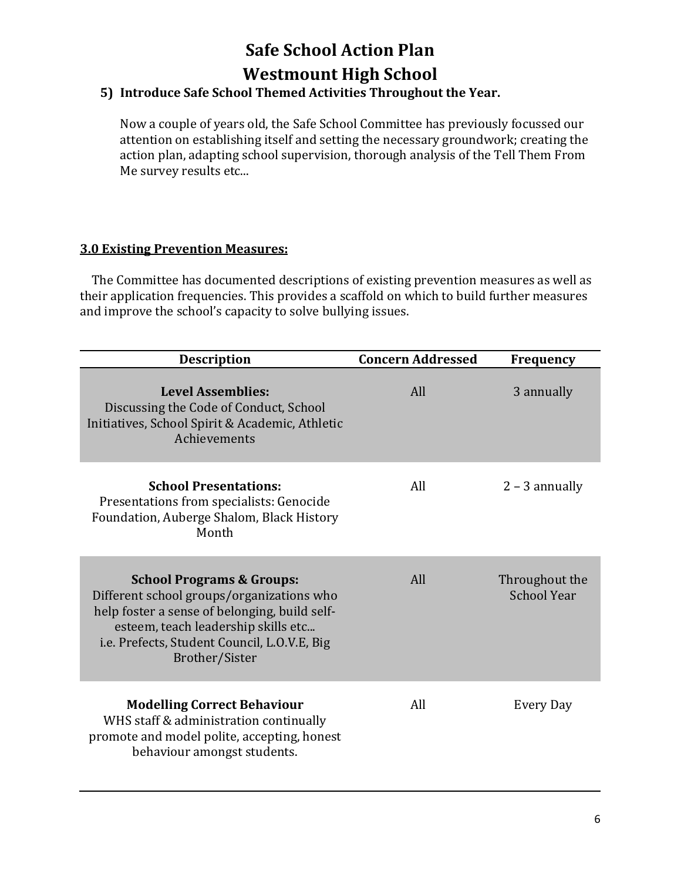# Safe School Action Plan

# Westmount High School

**5) Introduce Safe School Themed Activities Throughout the Year.**

Now a couple of years old, the Safe School Committee has previously focussed our attention on establishing itself and setting the necessary groundwork; creating the action plan, adapting school supervision, thorough analysis of the Tell Them From Me survey results etc...

## 3.0 Existing Prevention Measures:

The Committee has documented descriptions of existing prevention measures as well as their application frequencies. This provides a scaffold on which to build further measures and improve the school's capacity to solve bullying issues.

| Description | Concern Addressed | Frequency |
|---|---|---|
| **Level Assemblies:** Discussing the Code of Conduct, School Initiatives, School Spirit & Academic, Athletic Achievements | All | 3 annually |
| **School Presentations:** Presentations from specialists: Genocide Foundation, Auberge Shalom, Black History Month | All | 2 – 3 annually |
| **School Programs & Groups:** Different school groups/organizations who help foster a sense of belonging, build self-esteem, teach leadership skills etc... i.e. Prefects, Student Council, L.O.V.E, Big Brother/Sister | All | Throughout the School Year |
| **Modelling Correct Behaviour** WHS staff & administration continually promote and model polite, accepting, honest behaviour amongst students. | All | Every Day |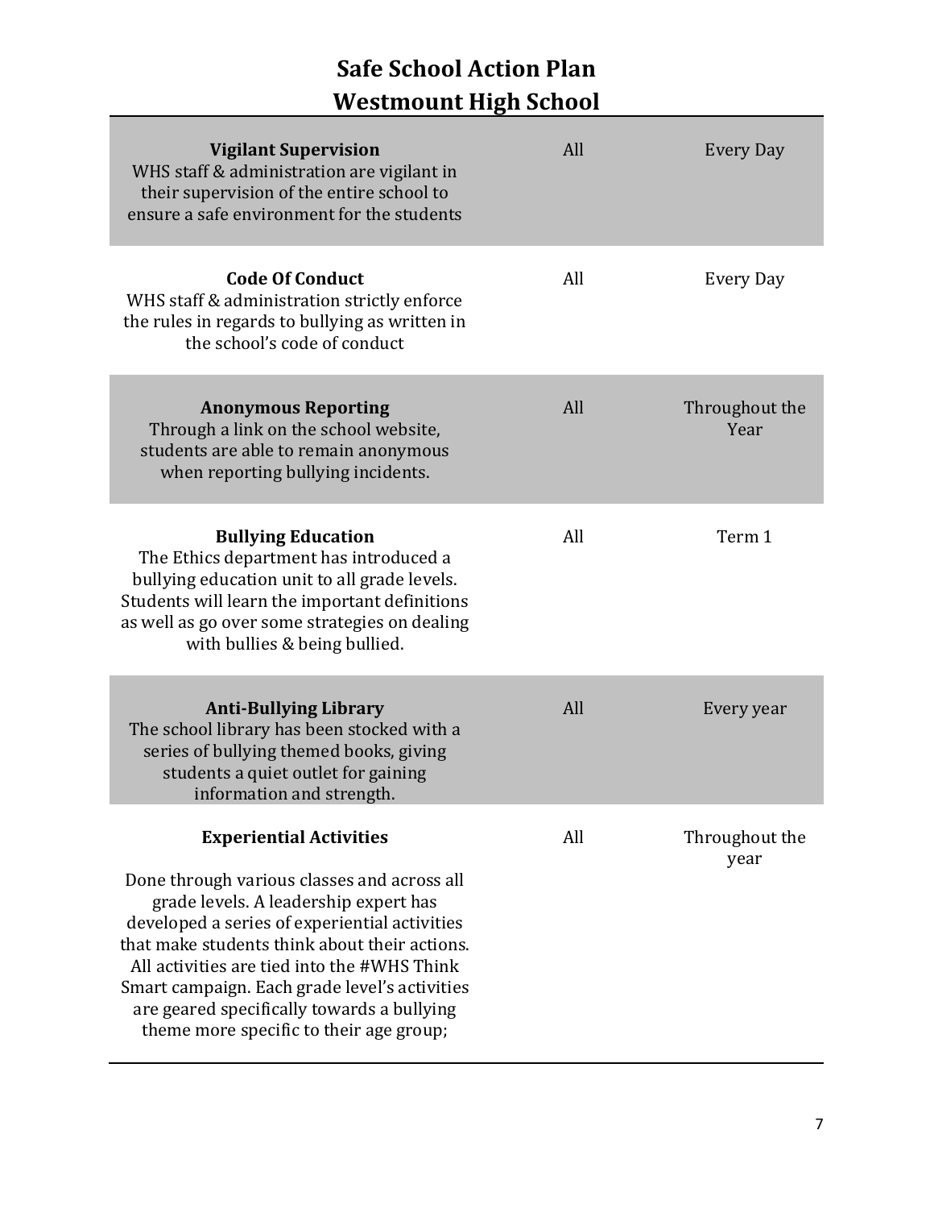# Safe School Action Plan
## Westmount High School

| | | |
|---|---|---|
| **Vigilant Supervision**<br>WHS staff & administration are vigilant in their supervision of the entire school to ensure a safe environment for the students | All | Every Day |
| **Code Of Conduct**<br>WHS staff & administration strictly enforce the rules in regards to bullying as written in the school's code of conduct | All | Every Day |
| **Anonymous Reporting**<br>Through a link on the school website, students are able to remain anonymous when reporting bullying incidents. | All | Throughout the Year |
| **Bullying Education**<br>The Ethics department has introduced a bullying education unit to all grade levels. Students will learn the important definitions as well as go over some strategies on dealing with bullies & being bullied. | All | Term 1 |
| **Anti-Bullying Library**<br>The school library has been stocked with a series of bullying themed books, giving students a quiet outlet for gaining information and strength. | All | Every year |
| **Experiential Activities**<br><br>Done through various classes and across all grade levels. A leadership expert has developed a series of experiential activities that make students think about their actions. All activities are tied into the #WHS Think Smart campaign. Each grade level's activities are geared specifically towards a bullying theme more specific to their age group; | All | Throughout the year |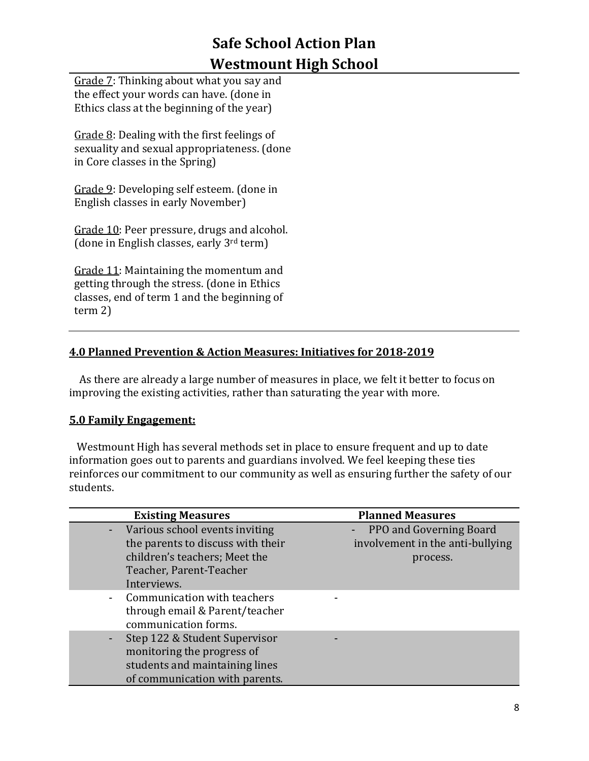Grade 7: Thinking about what you say and the effect your words can have. (done in Ethics class at the beginning of the year)

Grade 8: Dealing with the first feelings of sexuality and sexual appropriateness. (done in Core classes in the Spring)

Grade 9: Developing self esteem. (done in English classes in early November)

Grade 10: Peer pressure, drugs and alcohol. (done in English classes, early 3rd term)

Grade 11: Maintaining the momentum and getting through the stress. (done in Ethics classes, end of term 1 and the beginning of term 2)

## 4.0 Planned Prevention & Action Measures: Initiatives for 2018-2019

As there are already a large number of measures in place, we felt it better to focus on improving the existing activities, rather than saturating the year with more.

## 5.0 Family Engagement:

Westmount High has several methods set in place to ensure frequent and up to date information goes out to parents and guardians involved. We feel keeping these ties reinforces our commitment to our community as well as ensuring further the safety of our students.

| Existing Measures | Planned Measures |
|---|---|
| - Various school events inviting the parents to discuss with their children's teachers; Meet the Teacher, Parent-Teacher Interviews. | - PPO and Governing Board involvement in the anti-bullying process. |
| - Communication with teachers through email & Parent/teacher communication forms. | - |
| - Step 122 & Student Supervisor monitoring the progress of students and maintaining lines of communication with parents. | - |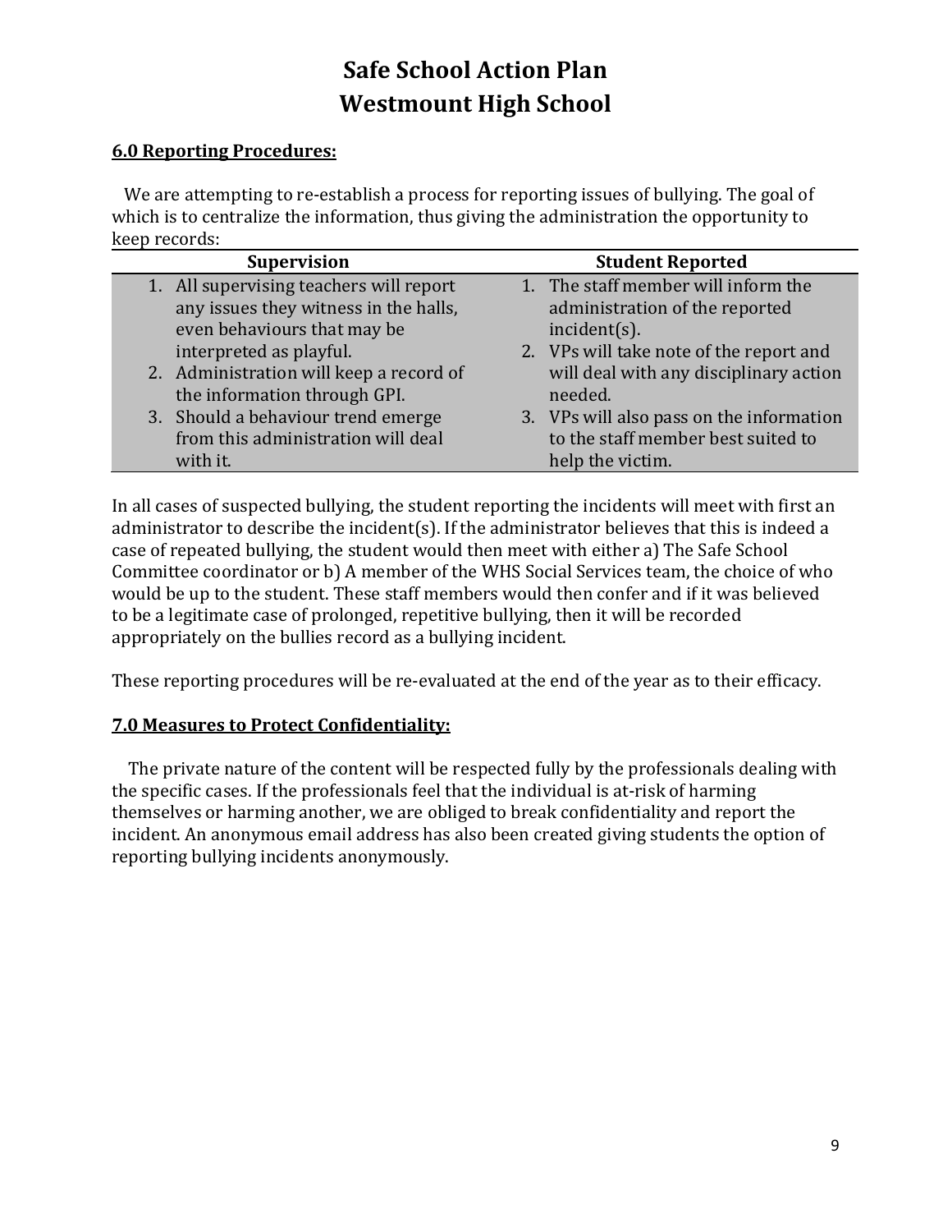# Safe School Action Plan
# Westmount High School

**6.0 Reporting Procedures:**

We are attempting to re-establish a process for reporting issues of bullying. The goal of which is to centralize the information, thus giving the administration the opportunity to keep records:

| Supervision | Student Reported |
| --- | --- |
| 1. All supervising teachers will report any issues they witness in the halls, even behaviours that may be interpreted as playful.<br>2. Administration will keep a record of the information through GPI.<br>3. Should a behaviour trend emerge from this administration will deal with it. | 1. The staff member will inform the administration of the reported incident(s).<br>2. VPs will take note of the report and will deal with any disciplinary action needed.<br>3. VPs will also pass on the information to the staff member best suited to help the victim. |

In all cases of suspected bullying, the student reporting the incidents will meet with first an administrator to describe the incident(s). If the administrator believes that this is indeed a case of repeated bullying, the student would then meet with either a) The Safe School Committee coordinator or b) A member of the WHS Social Services team, the choice of who would be up to the student. These staff members would then confer and if it was believed to be a legitimate case of prolonged, repetitive bullying, then it will be recorded appropriately on the bullies record as a bullying incident.

These reporting procedures will be re-evaluated at the end of the year as to their efficacy.

**7.0 Measures to Protect Confidentiality:**

The private nature of the content will be respected fully by the professionals dealing with the specific cases. If the professionals feel that the individual is at-risk of harming themselves or harming another, we are obliged to break confidentiality and report the incident. An anonymous email address has also been created giving students the option of reporting bullying incidents anonymously.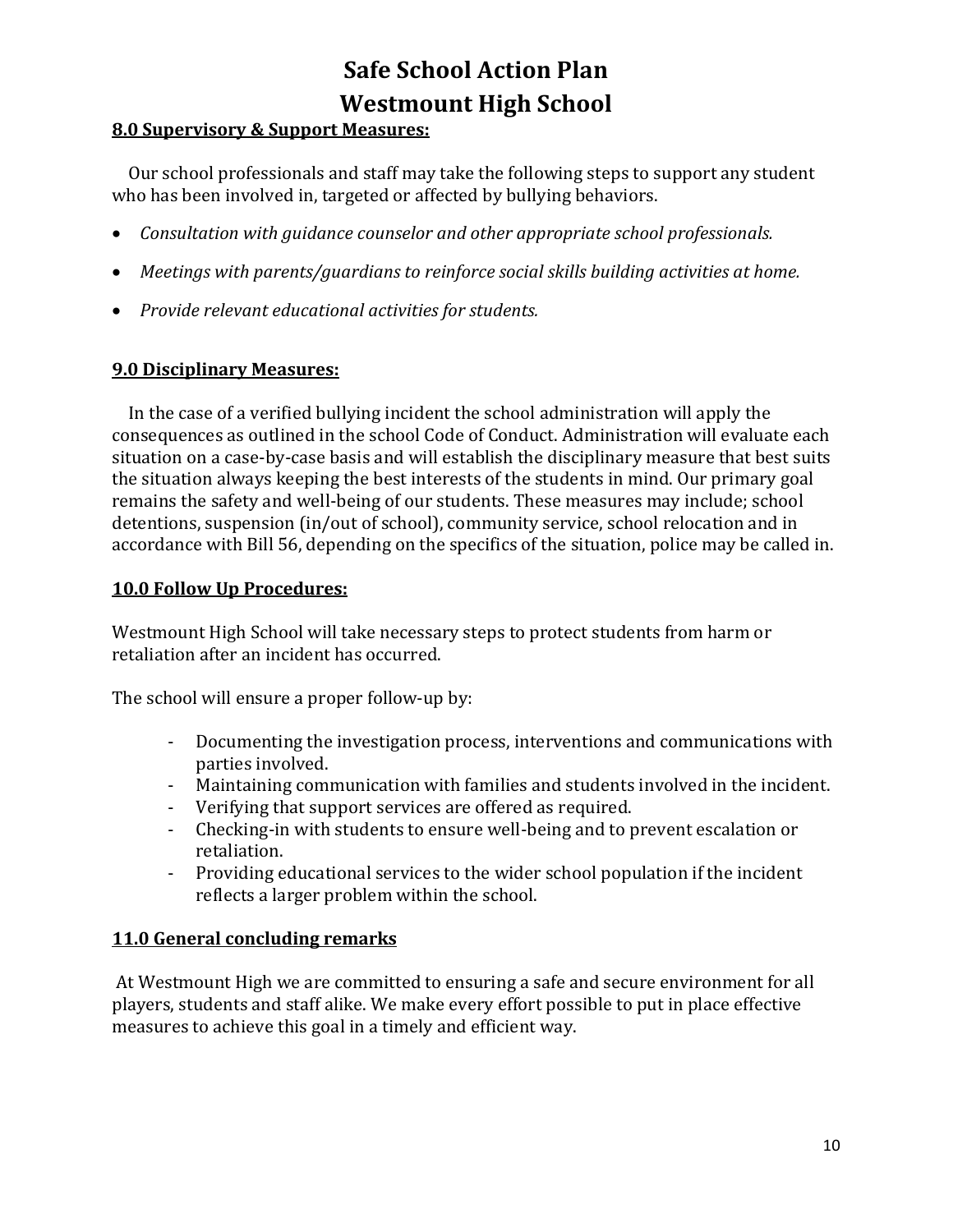# Safe School Action Plan
# Westmount High School

## 8.0 Supervisory & Support Measures:

Our school professionals and staff may take the following steps to support any student who has been involved in, targeted or affected by bullying behaviors.

- *Consultation with guidance counselor and other appropriate school professionals.*
- *Meetings with parents/guardians to reinforce social skills building activities at home.*
- *Provide relevant educational activities for students.*

## 9.0 Disciplinary Measures:

In the case of a verified bullying incident the school administration will apply the consequences as outlined in the school Code of Conduct. Administration will evaluate each situation on a case-by-case basis and will establish the disciplinary measure that best suits the situation always keeping the best interests of the students in mind. Our primary goal remains the safety and well-being of our students. These measures may include; school detentions, suspension (in/out of school), community service, school relocation and in accordance with Bill 56, depending on the specifics of the situation, police may be called in.

## 10.0 Follow Up Procedures:

Westmount High School will take necessary steps to protect students from harm or retaliation after an incident has occurred.

The school will ensure a proper follow-up by:

- Documenting the investigation process, interventions and communications with parties involved.
- Maintaining communication with families and students involved in the incident.
- Verifying that support services are offered as required.
- Checking-in with students to ensure well-being and to prevent escalation or retaliation.
- Providing educational services to the wider school population if the incident reflects a larger problem within the school.

## 11.0 General concluding remarks

At Westmount High we are committed to ensuring a safe and secure environment for all players, students and staff alike. We make every effort possible to put in place effective measures to achieve this goal in a timely and efficient way.